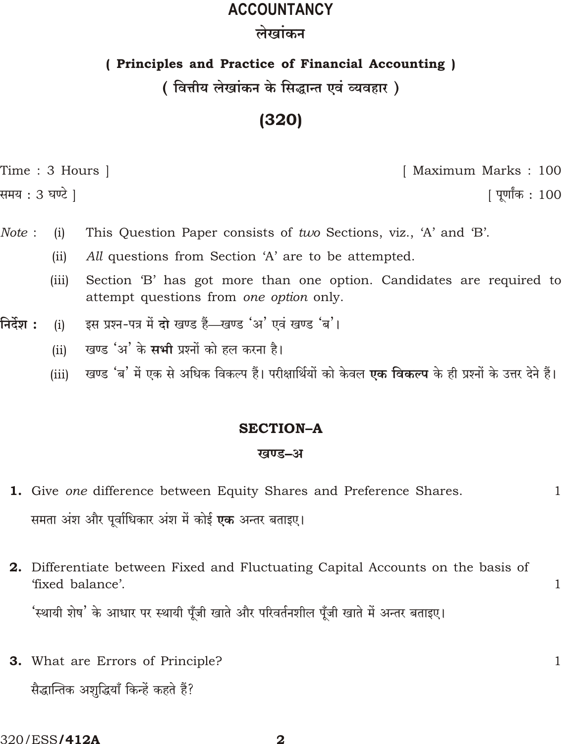# ACCOUNTANCY

## लेखांकन

### ( Principles and Practice of Financial Accounting )

### ( वित्तीय लेखांकन के सिद्धान्त एवं व्यवहार )

## (320)

Time : 3 Hours ] [ Maximum Marks : 100

समय : 3 घण्टे ] [ पूर्णांक : 100

*Note* : (i) This Question Paper consists of *two* Sections, viz., 'A' and 'B'.

(ii) *All* questions from Section 'A' are to be attempted.

(iii) Section 'B' has got more than one option. Candidates are required to attempt questions from *one option* only.

**निर्देश :** (i) इस प्रश्न-पत्र में **दो** खण्ड हैं—खण्ड 'अ' एवं खण्ड 'ब'।

(ii) खण्ड 'अ' के **सभी** प्रश्नों को हल करना है।

(iii) खण्ड 'ब' में एक से अधिक विकल्प हैं। परीक्षार्थियों को केवल **एक विकल्प** के ही प्रश्नों के उत्तर देने हैं।

## SECTION–A

## खण्ड–अ

**1.** Give *one* difference between Equity Shares and Preference Shares. 1

समता अंश और पूर्वाधिकार अंश में कोई **एक** अन्तर बताइए।

**2.** Differentiate between Fixed and Fluctuating Capital Accounts on the basis of 'fixed balance'. 1

'स्थायी शेष' के आधार पर स्थायी पूँजी खाते और परिवर्तनशील पूँजी खाते में अन्तर बताइए।

**3.** What are Errors of Principle? 1

सैद्धान्तिक अशुद्धियाँ किन्हें कहते हैं?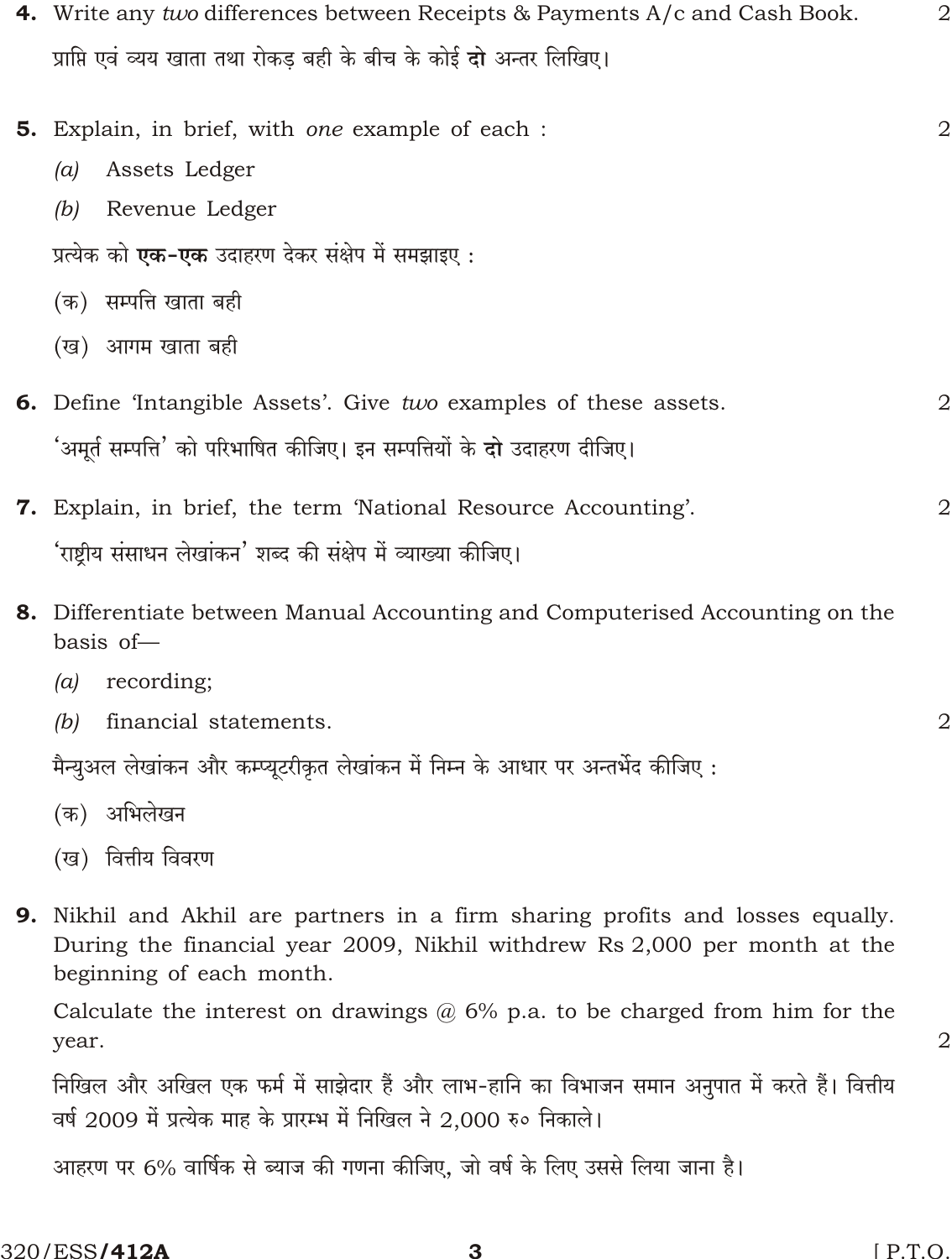**4.** Write any *two* differences between Receipts & Payments A/c and Cash Book. 2

प्राप्ति एवं व्यय खाता तथा रोकड़ बही के बीच के कोई **दो** अन्तर लिखिए।

**5.** Explain, in brief, with *one* example of each : 2

(a) Assets Ledger

(b) Revenue Ledger

प्रत्येक को **एक-एक** उदाहरण देकर संक्षेप में समझाइए :

(क) सम्पत्ति खाता बही

(ख) आगम खाता बही

**6.** Define 'Intangible Assets'. Give *two* examples of these assets. 2

'अमूर्त सम्पत्ति' को परिभाषित कीजिए। इन सम्पत्तियों के **दो** उदाहरण दीजिए।

**7.** Explain, in brief, the term 'National Resource Accounting'. 2

'राष्ट्रीय संसाधन लेखांकन' शब्द की संक्षेप में व्याख्या कीजिए।

**8.** Differentiate between Manual Accounting and Computerised Accounting on the basis of—

(a) recording;

(b) financial statements. 2

मैन्युअल लेखांकन और कम्प्यूटरीकृत लेखांकन में निम्न के आधार पर अन्तर्भेद कीजिए :

(क) अभिलेखन

(ख) वित्तीय विवरण

**9.** Nikhil and Akhil are partners in a firm sharing profits and losses equally. During the financial year 2009, Nikhil withdrew Rs 2,000 per month at the beginning of each month.

Calculate the interest on drawings @ 6% p.a. to be charged from him for the year. 2

निखिल और अखिल एक फर्म में साझेदार हैं और लाभ-हानि का विभाजन समान अनुपात में करते हैं। वित्तीय वर्ष 2009 में प्रत्येक माह के प्रारम्भ में निखिल ने 2,000 रु० निकाले।

आहरण पर 6% वार्षिक से ब्याज की गणना कीजिए, जो वर्ष के लिए उससे लिया जाना है।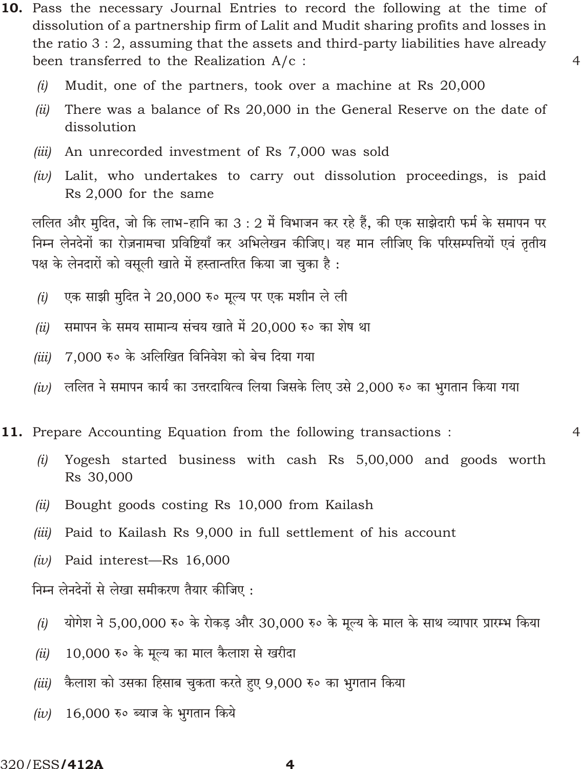**10.** Pass the necessary Journal Entries to record the following at the time of dissolution of a partnership firm of Lalit and Mudit sharing profits and losses in the ratio 3 : 2, assuming that the assets and third-party liabilities have already been transferred to the Realization A/c : 4

*(i)* Mudit, one of the partners, took over a machine at Rs 20,000

*(ii)* There was a balance of Rs 20,000 in the General Reserve on the date of dissolution

*(iii)* An unrecorded investment of Rs 7,000 was sold

*(iv)* Lalit, who undertakes to carry out dissolution proceedings, is paid Rs 2,000 for the same

ललित और मुदित, जो कि लाभ-हानि का 3 : 2 में विभाजन कर रहे हैं, की एक साझेदारी फर्म के समापन पर निम्न लेनदेनों का रोज़नामचा प्रविष्टियाँ कर अभिलेखन कीजिए। यह मान लीजिए कि परिसम्पत्तियों एवं तृतीय पक्ष के लेनदारों को वसूली खाते में हस्तान्तरित किया जा चुका है :

*(i)* एक साझी मुदित ने 20,000 रु० मूल्य पर एक मशीन ले ली

*(ii)* समापन के समय सामान्य संचय खाते में 20,000 रु० का शेष था

*(iii)* 7,000 रु० के अलिखित विनिवेश को बेच दिया गया

*(iv)* ललित ने समापन कार्य का उत्तरदायित्व लिया जिसके लिए उसे 2,000 रु० का भुगतान किया गया

**11.** Prepare Accounting Equation from the following transactions : 4

*(i)* Yogesh started business with cash Rs 5,00,000 and goods worth Rs 30,000

*(ii)* Bought goods costing Rs 10,000 from Kailash

*(iii)* Paid to Kailash Rs 9,000 in full settlement of his account

*(iv)* Paid interest—Rs 16,000

निम्न लेनदेनों से लेखा समीकरण तैयार कीजिए :

*(i)* योगेश ने 5,00,000 रु० के रोकड़ और 30,000 रु० के मूल्य के माल के साथ व्यापार प्रारम्भ किया

*(ii)* 10,000 रु० के मूल्य का माल कैलाश से खरीदा

*(iii)* कैलाश को उसका हिसाब चुकता करते हुए 9,000 रु० का भुगतान किया

*(iv)* 16,000 रु० ब्याज के भुगतान किये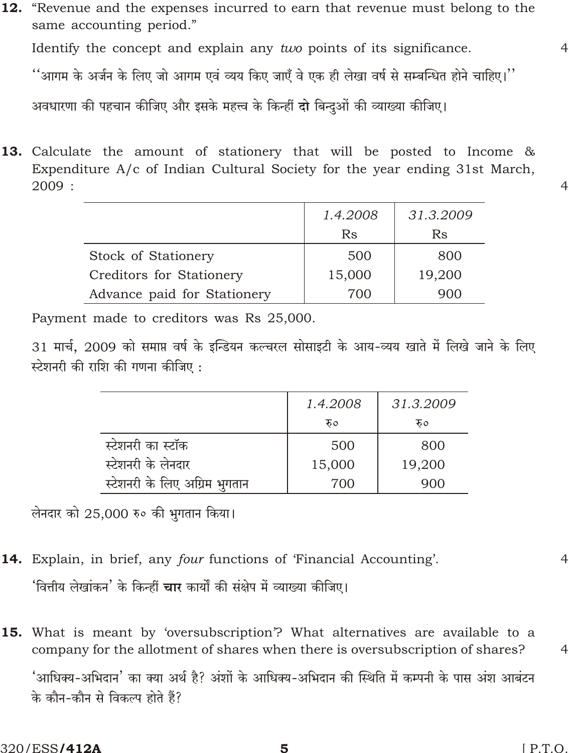**12.** "Revenue and the expenses incurred to earn that revenue must belong to the same accounting period."

Identify the concept and explain any *two* points of its significance. 4

''आगम के अर्जन के लिए जो आगम एवं व्यय किए जाएँ वे एक ही लेखा वर्ष से सम्बन्धित होने चाहिए।''

अवधारणा की पहचान कीजिए और इसके महत्त्व के किन्हीं **दो** बिन्दुओं की व्याख्या कीजिए।

**13.** Calculate the amount of stationery that will be posted to Income & Expenditure A/c of Indian Cultural Society for the year ending 31st March, 2009 : 4

| | *1.4.2008* Rs | *31.3.2009* Rs |
|---|---|---|
| Stock of Stationery | 500 | 800 |
| Creditors for Stationery | 15,000 | 19,200 |
| Advance paid for Stationery | 700 | 900 |

Payment made to creditors was Rs 25,000.

31 मार्च, 2009 को समाप्त वर्ष के इन्डियन कल्चरल सोसाइटी के आय-व्यय खाते में लिखे जाने के लिए स्टेशनरी की राशि की गणना कीजिए :

| | *1.4.2008* रु० | *31.3.2009* रु० |
|---|---|---|
| स्टेशनरी का स्टॉक | 500 | 800 |
| स्टेशनरी के लेनदार | 15,000 | 19,200 |
| स्टेशनरी के लिए अग्रिम भुगतान | 700 | 900 |

लेनदार को 25,000 रु० की भुगतान किया।

**14.** Explain, in brief, any *four* functions of 'Financial Accounting'. 4

'वित्तीय लेखांकन' के किन्हीं **चार** कार्यों की संक्षेप में व्याख्या कीजिए।

**15.** What is meant by 'oversubscription'? What alternatives are available to a company for the allotment of shares when there is oversubscription of shares? 4

'आधिक्य-अभिदान' का क्या अर्थ है? अंशों के आधिक्य-अभिदान की स्थिति में कम्पनी के पास अंश आबंटन के कौन-कौन से विकल्प होते हैं?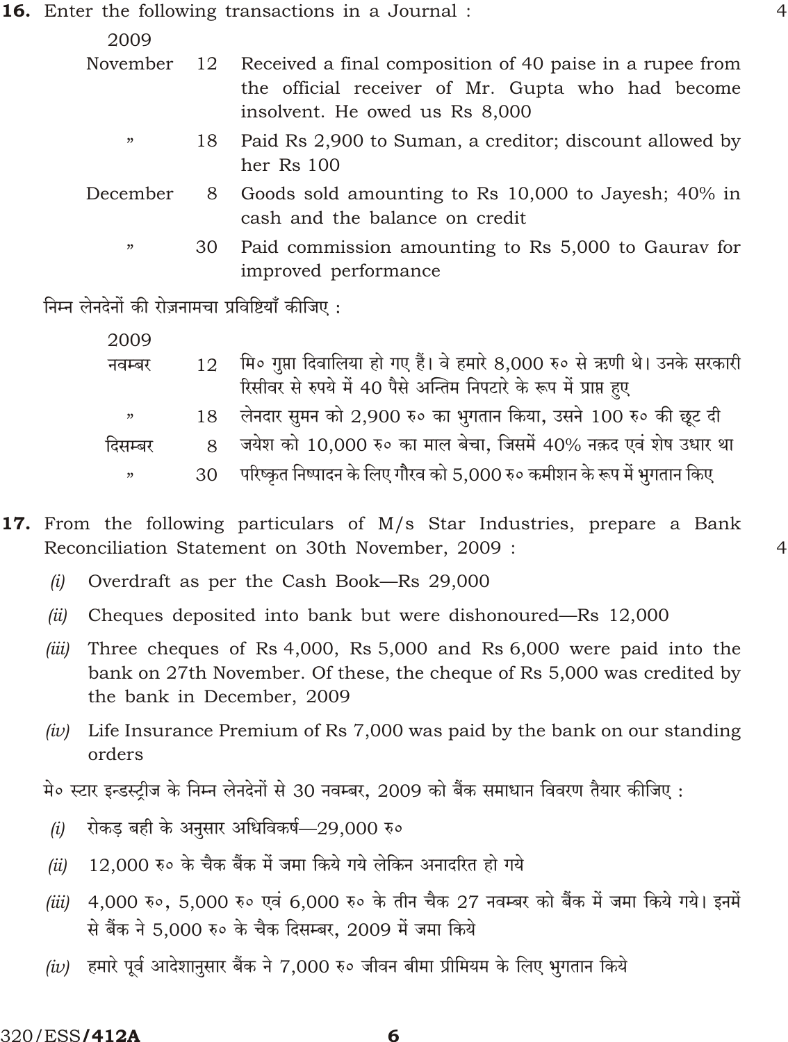**16.** Enter the following transactions in a Journal : 4

| 2009 | | |
|---|---|---|
| November | 12 | Received a final composition of 40 paise in a rupee from the official receiver of Mr. Gupta who had become insolvent. He owed us Rs 8,000 |
| ” | 18 | Paid Rs 2,900 to Suman, a creditor; discount allowed by her Rs 100 |
| December | 8 | Goods sold amounting to Rs 10,000 to Jayesh; 40% in cash and the balance on credit |
| ” | 30 | Paid commission amounting to Rs 5,000 to Gaurav for improved performance |

निम्न लेनदेनों की रोज़नामचा प्रविष्टियाँ कीजिए :

| 2009 | | |
|---|---|---|
| नवम्बर | 12 | मि० गुप्ता दिवालिया हो गए हैं। वे हमारे 8,000 रु० से ऋणी थे। उनके सरकारी रिसीवर से रुपये में 40 पैसे अन्तिम निपटारे के रूप में प्राप्त हुए |
| ” | 18 | लेनदार सुमन को 2,900 रु० का भुगतान किया, उसने 100 रु० की छूट दी |
| दिसम्बर | 8 | जयेश को 10,000 रु० का माल बेचा, जिसमें 40% नक़द एवं शेष उधार था |
| ” | 30 | परिष्कृत निष्पादन के लिए गौरव को 5,000 रु० कमीशन के रूप में भुगतान किए |

**17.** From the following particulars of M/s Star Industries, prepare a Bank Reconciliation Statement on 30th November, 2009 : 4

*(i)* Overdraft as per the Cash Book—Rs 29,000

*(ii)* Cheques deposited into bank but were dishonoured—Rs 12,000

*(iii)* Three cheques of Rs 4,000, Rs 5,000 and Rs 6,000 were paid into the bank on 27th November. Of these, the cheque of Rs 5,000 was credited by the bank in December, 2009

*(iv)* Life Insurance Premium of Rs 7,000 was paid by the bank on our standing orders

मे० स्टार इन्डस्ट्रीज के निम्न लेनदेनों से 30 नवम्बर, 2009 को बैंक समाधान विवरण तैयार कीजिए :

*(i)* रोकड़ बही के अनुसार अधिविकर्ष—29,000 रु०

*(ii)* 12,000 रु० के चैक बैंक में जमा किये गये लेकिन अनादरित हो गये

*(iii)* 4,000 रु०, 5,000 रु० एवं 6,000 रु० के तीन चैक 27 नवम्बर को बैंक में जमा किये गये। इनमें से बैंक ने 5,000 रु० के चैक दिसम्बर, 2009 में जमा किये

*(iv)* हमारे पूर्व आदेशानुसार बैंक ने 7,000 रु० जीवन बीमा प्रीमियम के लिए भुगतान किये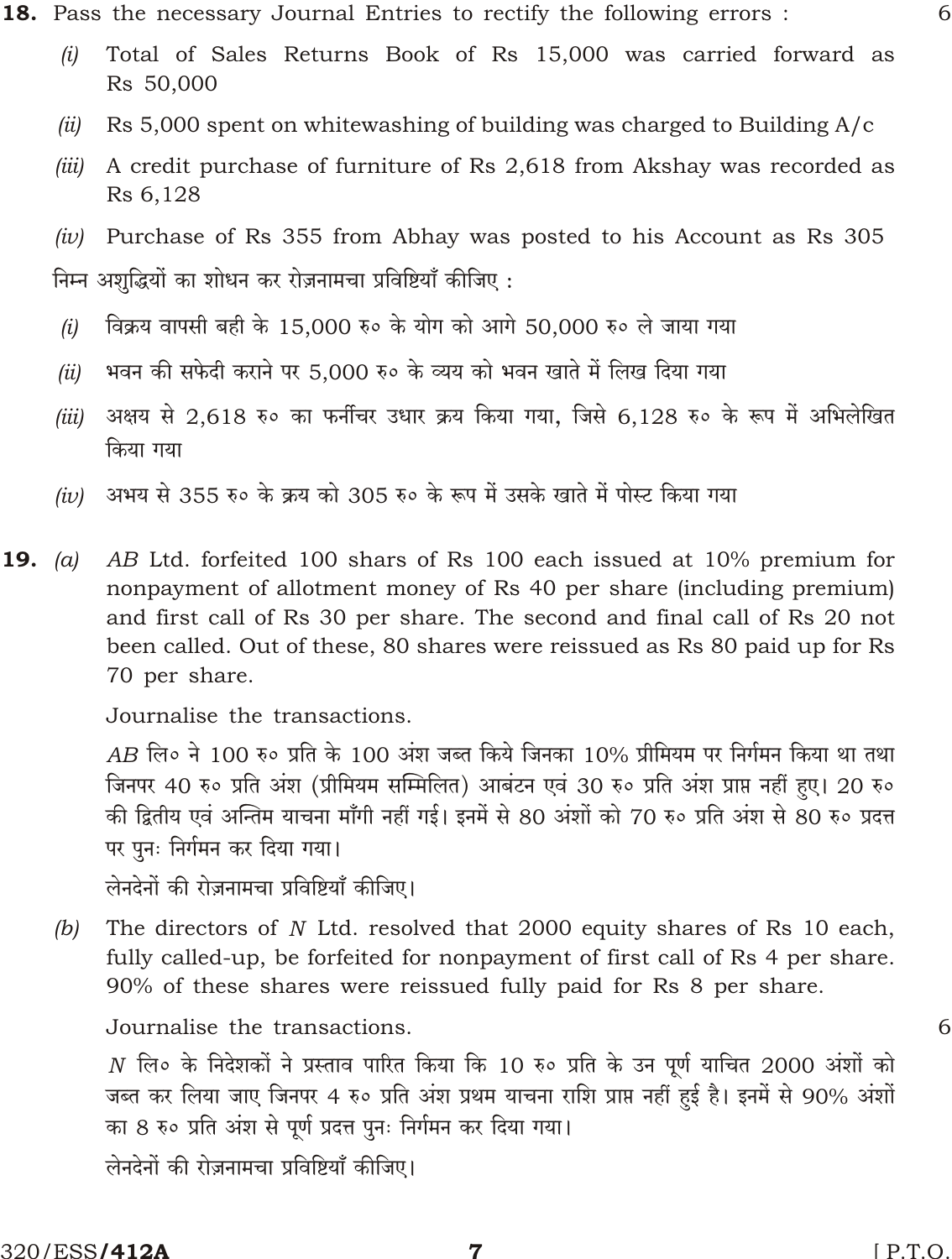**18.** Pass the necessary Journal Entries to rectify the following errors : 6

*(i)* Total of Sales Returns Book of Rs 15,000 was carried forward as Rs 50,000

*(ii)* Rs 5,000 spent on whitewashing of building was charged to Building A/c

*(iii)* A credit purchase of furniture of Rs 2,618 from Akshay was recorded as Rs 6,128

*(iv)* Purchase of Rs 355 from Abhay was posted to his Account as Rs 305

निम्न अशुद्धियों का शोधन कर रोज़नामचा प्रविष्टियाँ कीजिए :

*(i)* विक्रय वापसी बही के 15,000 रु० के योग को आगे 50,000 रु० ले जाया गया

*(ii)* भवन की सफेदी कराने पर 5,000 रु० के व्यय को भवन खाते में लिख दिया गया

*(iii)* अक्षय से 2,618 रु० का फर्नीचर उधार क्रय किया गया, जिसे 6,128 रु० के रूप में अभिलेखित किया गया

*(iv)* अभय से 355 रु० के क्रय को 305 रु० के रूप में उसके खाते में पोस्ट किया गया

**19.** *(a)* *AB* Ltd. forfeited 100 shars of Rs 100 each issued at 10% premium for nonpayment of allotment money of Rs 40 per share (including premium) and first call of Rs 30 per share. The second and final call of Rs 20 not been called. Out of these, 80 shares were reissued as Rs 80 paid up for Rs 70 per share.

Journalise the transactions.

*AB* लि० ने 100 रु० प्रति के 100 अंश जब्त किये जिनका 10% प्रीमियम पर निर्गमन किया था तथा जिनपर 40 रु० प्रति अंश (प्रीमियम सम्मिलित) आबंटन एवं 30 रु० प्रति अंश प्राप्त नहीं हुए। 20 रु० की द्वितीय एवं अन्तिम याचना माँगी नहीं गई। इनमें से 80 अंशों को 70 रु० प्रति अंश से 80 रु० प्रदत्त पर पुनः निर्गमन कर दिया गया।

लेनदेनों की रोज़नामचा प्रविष्टियाँ कीजिए।

*(b)* The directors of *N* Ltd. resolved that 2000 equity shares of Rs 10 each, fully called-up, be forfeited for nonpayment of first call of Rs 4 per share. 90% of these shares were reissued fully paid for Rs 8 per share.

Journalise the transactions. 6

*N* लि० के निदेशकों ने प्रस्ताव पारित किया कि 10 रु० प्रति के उन पूर्ण याचित 2000 अंशों को जब्त कर लिया जाए जिनपर 4 रु० प्रति अंश प्रथम याचना राशि प्राप्त नहीं हुई है। इनमें से 90% अंशों का 8 रु० प्रति अंश से पूर्ण प्रदत्त पुनः निर्गमन कर दिया गया।

लेनदेनों की रोज़नामचा प्रविष्टियाँ कीजिए।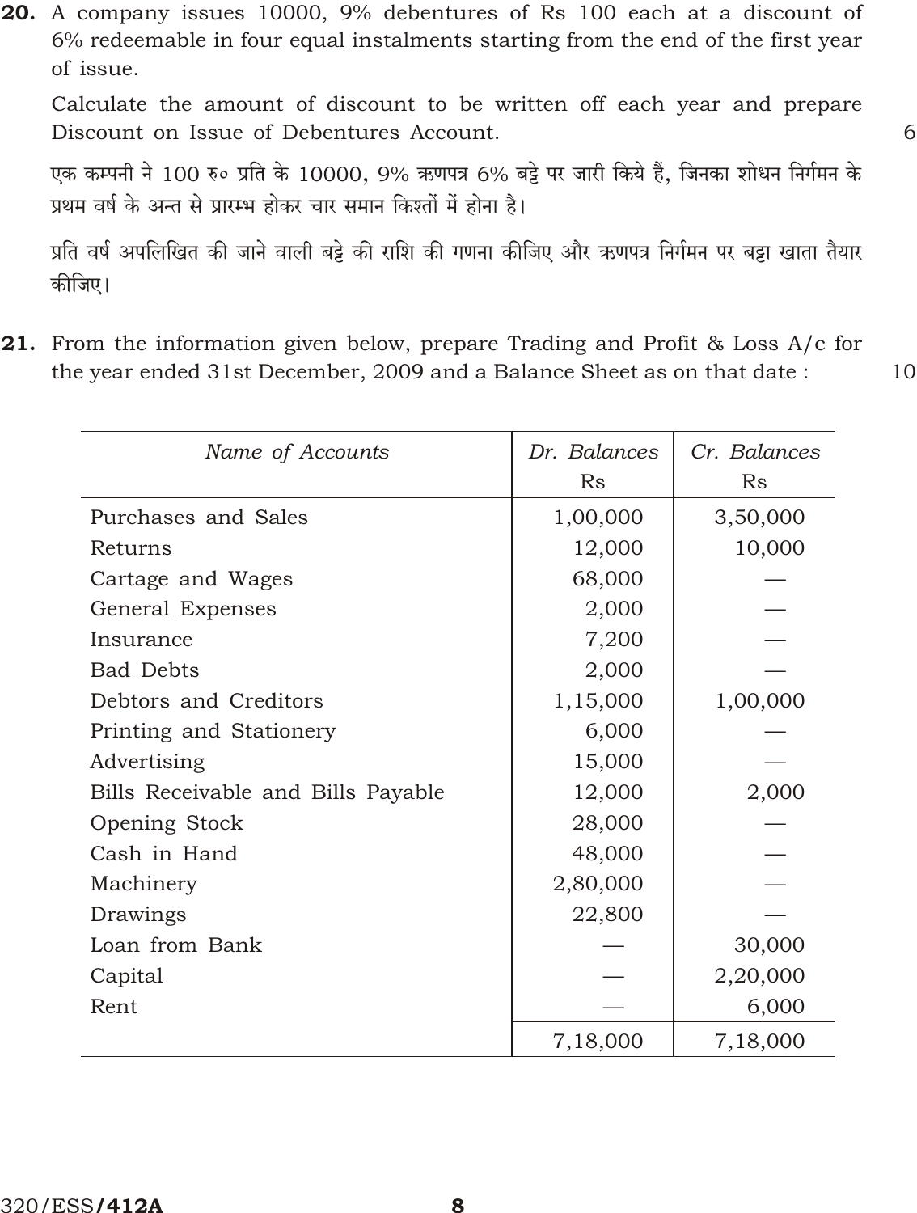**20.** A company issues 10000, 9% debentures of Rs 100 each at a discount of 6% redeemable in four equal instalments starting from the end of the first year of issue.

Calculate the amount of discount to be written off each year and prepare Discount on Issue of Debentures Account. 6

एक कम्पनी ने 100 रु० प्रति के 10000, 9% ऋणपत्र 6% बट्टे पर जारी किये हैं, जिनका शोधन निर्गमन के प्रथम वर्ष के अन्त से प्रारम्भ होकर चार समान किश्तों में होना है।

प्रति वर्ष अपलिखित की जाने वाली बट्टे की राशि की गणना कीजिए और ऋणपत्र निर्गमन पर बट्टा खाता तैयार कीजिए।

**21.** From the information given below, prepare Trading and Profit & Loss A/c for the year ended 31st December, 2009 and a Balance Sheet as on that date : 10

| *Name of Accounts* | *Dr. Balances* Rs | *Cr. Balances* Rs |
|---|---|---|
| Purchases and Sales | 1,00,000 | 3,50,000 |
| Returns | 12,000 | 10,000 |
| Cartage and Wages | 68,000 | — |
| General Expenses | 2,000 | — |
| Insurance | 7,200 | — |
| Bad Debts | 2,000 | — |
| Debtors and Creditors | 1,15,000 | 1,00,000 |
| Printing and Stationery | 6,000 | — |
| Advertising | 15,000 | — |
| Bills Receivable and Bills Payable | 12,000 | 2,000 |
| Opening Stock | 28,000 | — |
| Cash in Hand | 48,000 | — |
| Machinery | 2,80,000 | — |
| Drawings | 22,800 | — |
| Loan from Bank | — | 30,000 |
| Capital | — | 2,20,000 |
| Rent | — | 6,000 |
| | 7,18,000 | 7,18,000 |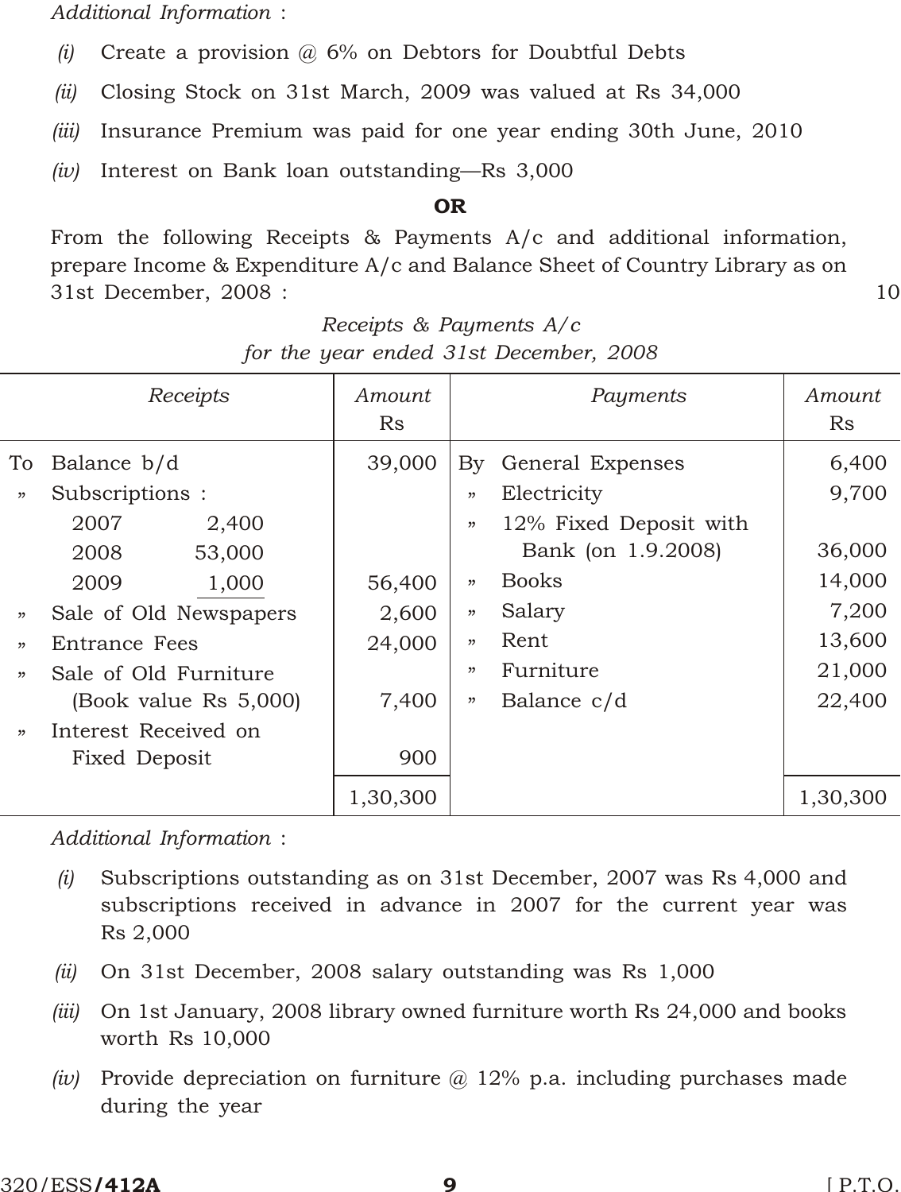*Additional Information* :

*(i)* Create a provision @ 6% on Debtors for Doubtful Debts

*(ii)* Closing Stock on 31st March, 2009 was valued at Rs 34,000

*(iii)* Insurance Premium was paid for one year ending 30th June, 2010

*(iv)* Interest on Bank loan outstanding—Rs 3,000

**OR**

From the following Receipts & Payments A/c and additional information, prepare Income & Expenditure A/c and Balance Sheet of Country Library as on 31st December, 2008 : 10

*Receipts & Payments A/c*
*for the year ended 31st December, 2008*

| *Receipts* | *Amount* Rs | *Payments* | *Amount* Rs |
|---|---|---|---|
| To Balance b/d | 39,000 | By General Expenses | 6,400 |
| » Subscriptions : | | » Electricity | 9,700 |
| 2007 — 2,400 | | » 12% Fixed Deposit with Bank (on 1.9.2008) | 36,000 |
| 2008 — 53,000 | | | |
| 2009 — 1,000 | 56,400 | » Books | 14,000 |
| » Sale of Old Newspapers | 2,600 | » Salary | 7,200 |
| » Entrance Fees | 24,000 | » Rent | 13,600 |
| » Sale of Old Furniture (Book value Rs 5,000) | 7,400 | » Furniture | 21,000 |
| | | » Balance c/d | 22,400 |
| » Interest Received on Fixed Deposit | 900 | | |
| | 1,30,300 | | 1,30,300 |

*Additional Information* :

*(i)* Subscriptions outstanding as on 31st December, 2007 was Rs 4,000 and subscriptions received in advance in 2007 for the current year was Rs 2,000

*(ii)* On 31st December, 2008 salary outstanding was Rs 1,000

*(iii)* On 1st January, 2008 library owned furniture worth Rs 24,000 and books worth Rs 10,000

*(iv)* Provide depreciation on furniture @ 12% p.a. including purchases made during the year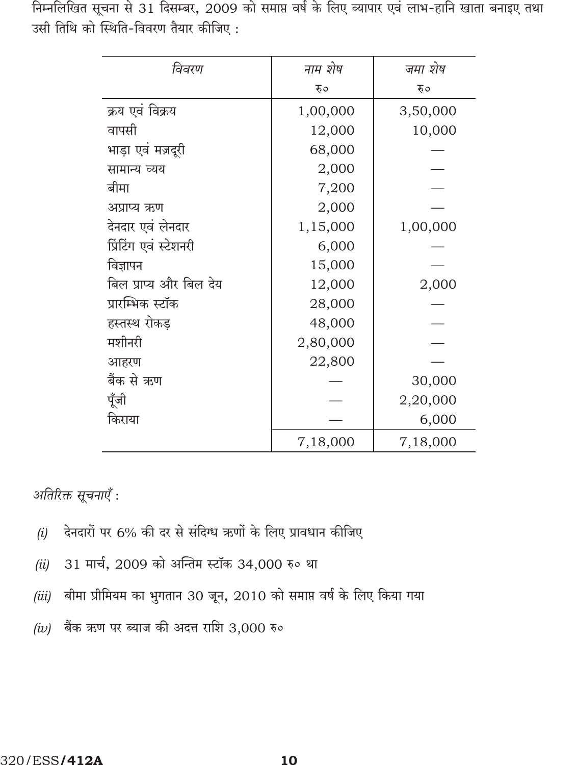निम्नलिखित सूचना से 31 दिसम्बर, 2009 को समाप्त वर्ष के लिए व्यापार एवं लाभ-हानि खाता बनाइए तथा उसी तिथि को स्थिति-विवरण तैयार कीजिए :

| *विवरण* | *नाम शेष* रु० | *जमा शेष* रु० |
|---|---|---|
| क्रय एवं विक्रय | 1,00,000 | 3,50,000 |
| वापसी | 12,000 | 10,000 |
| भाड़ा एवं मज़दूरी | 68,000 | — |
| सामान्य व्यय | 2,000 | — |
| बीमा | 7,200 | — |
| अप्राप्य ऋण | 2,000 | — |
| देनदार एवं लेनदार | 1,15,000 | 1,00,000 |
| प्रिंटिंग एवं स्टेशनरी | 6,000 | — |
| विज्ञापन | 15,000 | — |
| बिल प्राप्य और बिल देय | 12,000 | 2,000 |
| प्रारम्भिक स्टॉक | 28,000 | — |
| हस्तस्थ रोकड़ | 48,000 | — |
| मशीनरी | 2,80,000 | — |
| आहरण | 22,800 | — |
| बैंक से ऋण | — | 30,000 |
| पूँजी | — | 2,20,000 |
| किराया | — | 6,000 |
| | 7,18,000 | 7,18,000 |

*अतिरिक्त सूचनाएँ :*

*(i)* देनदारों पर 6% की दर से संदिग्ध ऋणों के लिए प्रावधान कीजिए

*(ii)* 31 मार्च, 2009 को अन्तिम स्टॉक 34,000 रु० था

*(iii)* बीमा प्रीमियम का भुगतान 30 जून, 2010 को समाप्त वर्ष के लिए किया गया

*(iv)* बैंक ऋण पर ब्याज की अदत्त राशि 3,000 रु०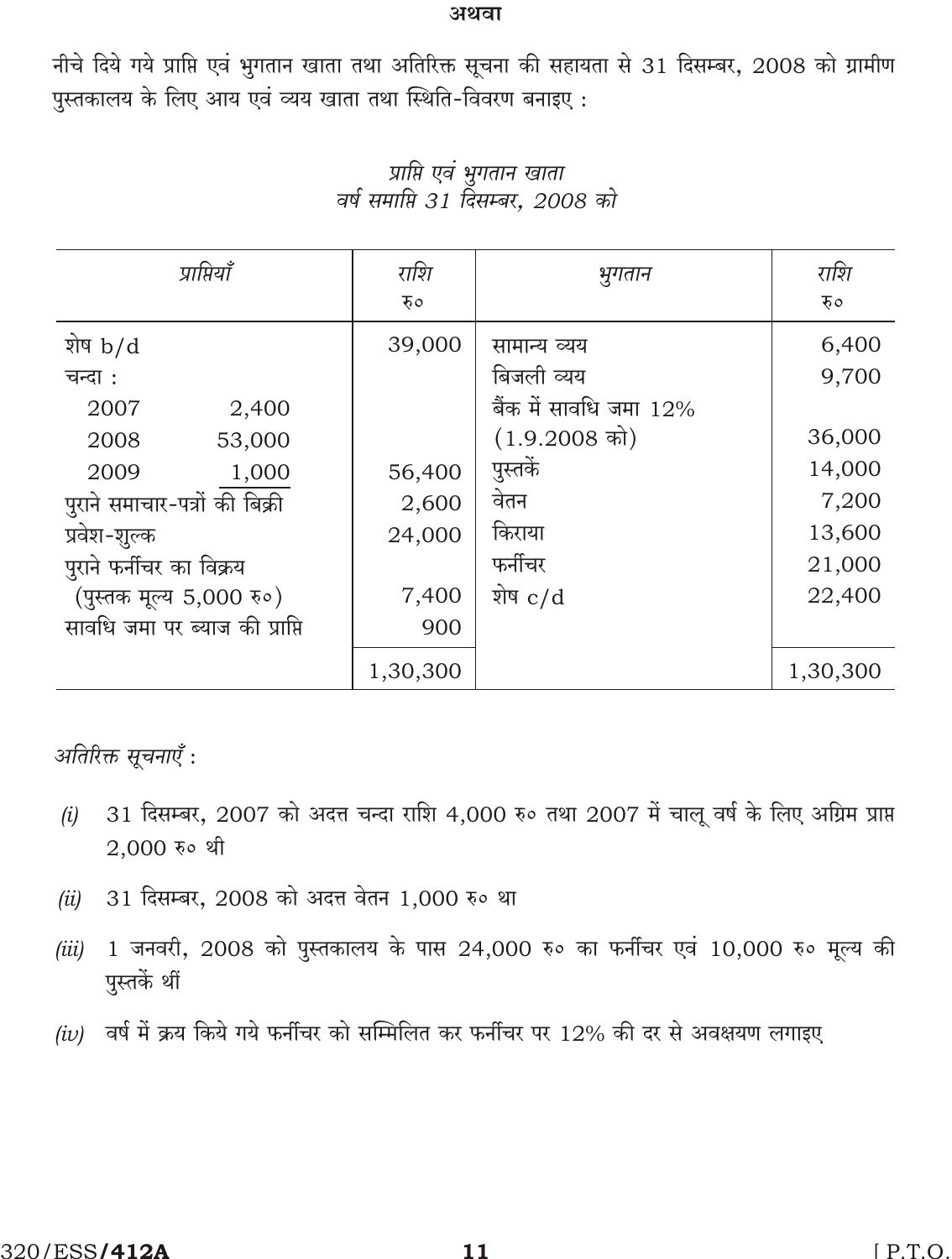**अथवा**

नीचे दिये गये प्राप्ति एवं भुगतान खाता तथा अतिरिक्त सूचना की सहायता से 31 दिसम्बर, 2008 को ग्रामीण पुस्तकालय के लिए आय एवं व्यय खाता तथा स्थिति-विवरण बनाइए :

*प्राप्ति एवं भुगतान खाता*
*वर्ष समाप्ति 31 दिसम्बर, 2008 को*

| *प्राप्तियाँ* | | *राशि* रु० | *भुगतान* | *राशि* रु० |
|---|---|---|---|---|
| शेष b/d | | 39,000 | सामान्य व्यय | 6,400 |
| चन्दा : | | | बिजली व्यय | 9,700 |
| 2007 | 2,400 | | बैंक में सावधि जमा 12% | |
| 2008 | 53,000 | | (1.9.2008 को) | 36,000 |
| 2009 | 1,000 | 56,400 | पुस्तकें | 14,000 |
| पुराने समाचार-पत्रों की बिक्री | | 2,600 | वेतन | 7,200 |
| प्रवेश-शुल्क | | 24,000 | किराया | 13,600 |
| पुराने फर्नीचर का विक्रय | | | फर्नीचर | 21,000 |
| (पुस्तक मूल्य 5,000 रु०) | | 7,400 | शेष c/d | 22,400 |
| सावधि जमा पर ब्याज की प्राप्ति | | 900 | | |
| | | 1,30,300 | | 1,30,300 |

*अतिरिक्त सूचनाएँ* :

*(i)* 31 दिसम्बर, 2007 को अदत्त चन्दा राशि 4,000 रु० तथा 2007 में चालू वर्ष के लिए अग्रिम प्राप्त 2,000 रु० थी

*(ii)* 31 दिसम्बर, 2008 को अदत्त वेतन 1,000 रु० था

*(iii)* 1 जनवरी, 2008 को पुस्तकालय के पास 24,000 रु० का फर्नीचर एवं 10,000 रु० मूल्य की पुस्तकें थीं

*(iv)* वर्ष में क्रय किये गये फर्नीचर को सम्मिलित कर फर्नीचर पर 12% की दर से अवक्षयण लगाइए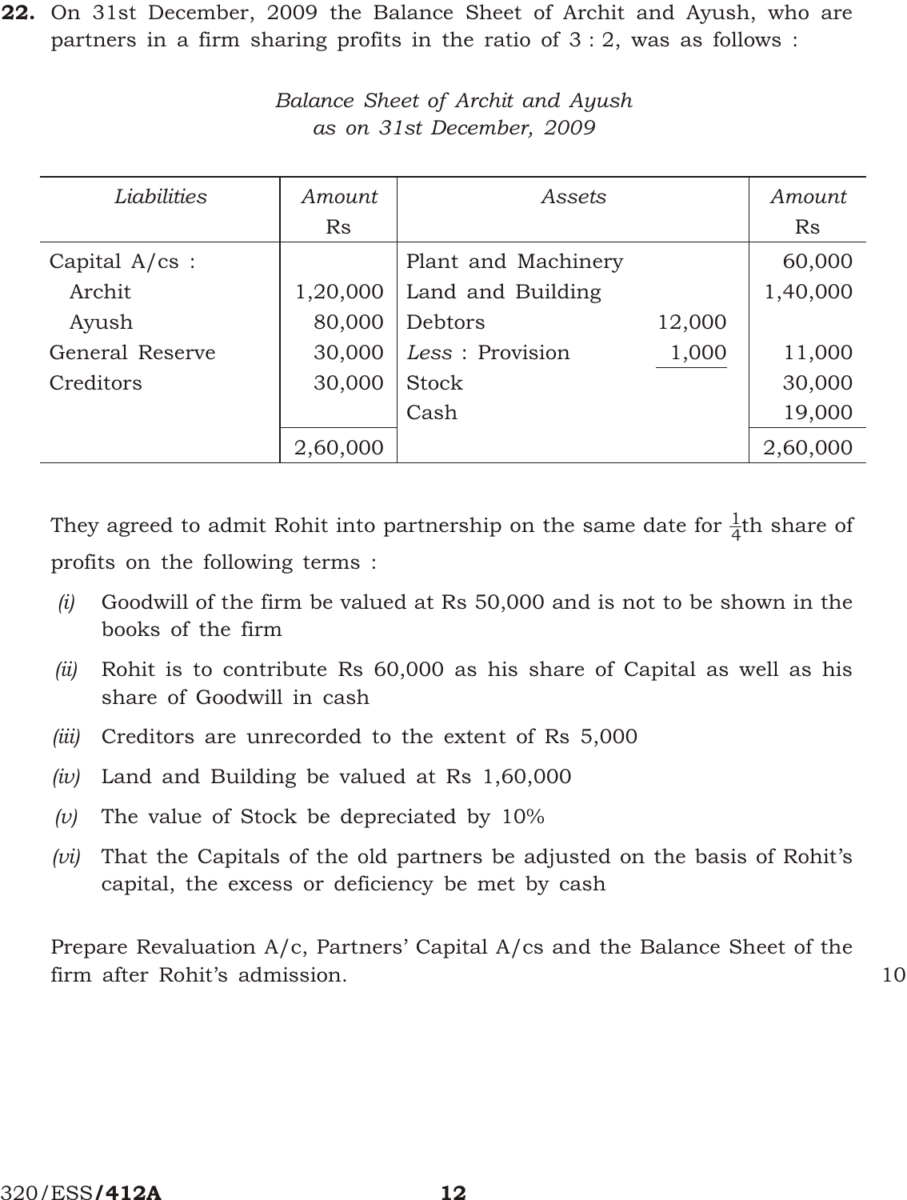**22.** On 31st December, 2009 the Balance Sheet of Archit and Ayush, who are partners in a firm sharing profits in the ratio of 3 : 2, was as follows :

*Balance Sheet of Archit and Ayush*
*as on 31st December, 2009*

| *Liabilities* | *Amount* Rs | *Assets* | | *Amount* Rs |
|---|---|---|---|---|
| Capital A/cs : | | Plant and Machinery | | 60,000 |
| Archit | 1,20,000 | Land and Building | | 1,40,000 |
| Ayush | 80,000 | Debtors | 12,000 | |
| General Reserve | 30,000 | *Less* : Provision | 1,000 | 11,000 |
| Creditors | 30,000 | Stock | | 30,000 |
| | | Cash | | 19,000 |
| | 2,60,000 | | | 2,60,000 |

They agreed to admit Rohit into partnership on the same date for $\frac{1}{4}$th share of profits on the following terms :

*(i)* Goodwill of the firm be valued at Rs 50,000 and is not to be shown in the books of the firm

*(ii)* Rohit is to contribute Rs 60,000 as his share of Capital as well as his share of Goodwill in cash

*(iii)* Creditors are unrecorded to the extent of Rs 5,000

*(iv)* Land and Building be valued at Rs 1,60,000

*(v)* The value of Stock be depreciated by 10%

*(vi)* That the Capitals of the old partners be adjusted on the basis of Rohit's capital, the excess or deficiency be met by cash

Prepare Revaluation A/c, Partners' Capital A/cs and the Balance Sheet of the firm after Rohit's admission. 10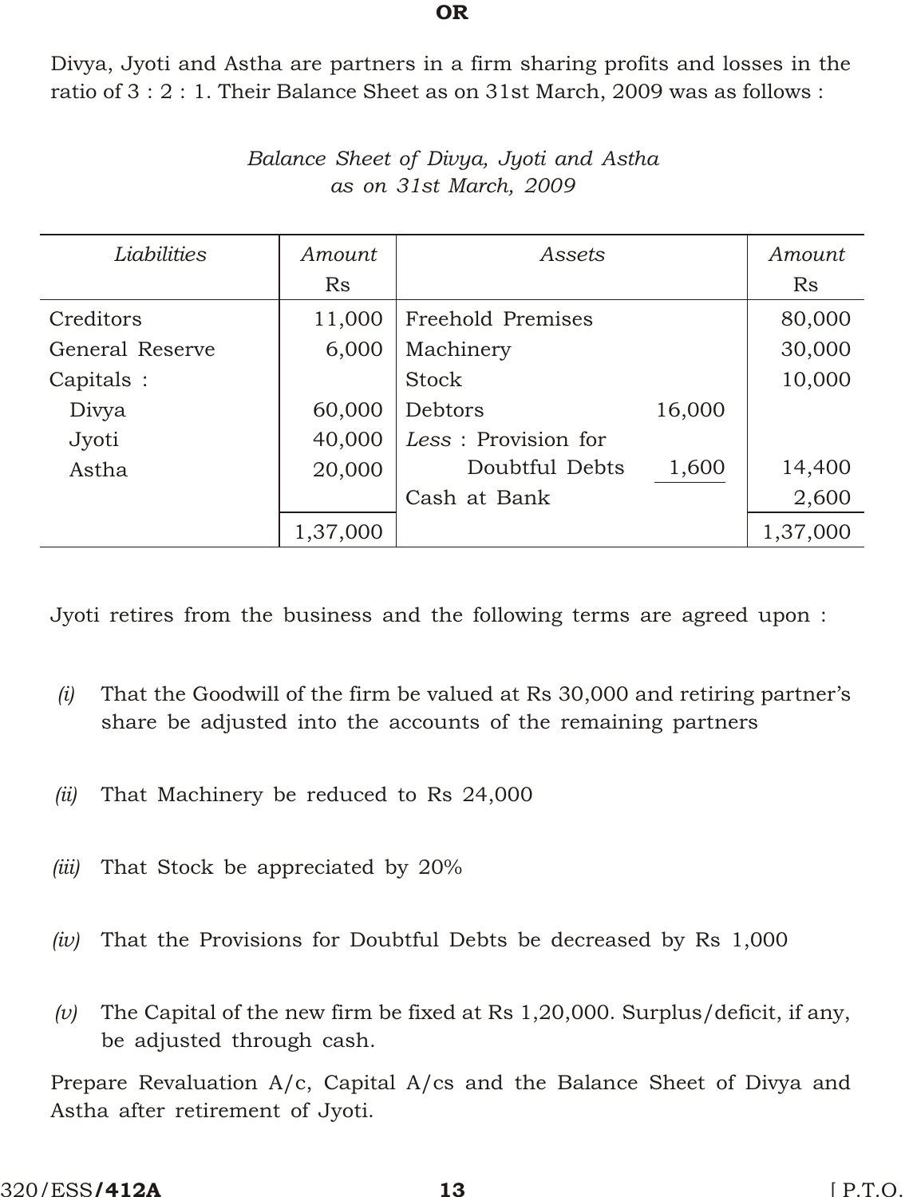**OR**

Divya, Jyoti and Astha are partners in a firm sharing profits and losses in the ratio of 3 : 2 : 1. Their Balance Sheet as on 31st March, 2009 was as follows :

*Balance Sheet of Divya, Jyoti and Astha*
*as on 31st March, 2009*

| *Liabilities* | *Amount* Rs | *Assets* | | *Amount* Rs |
|---|---|---|---|---|
| Creditors | 11,000 | Freehold Premises | | 80,000 |
| General Reserve | 6,000 | Machinery | | 30,000 |
| Capitals : | | Stock | | 10,000 |
| Divya | 60,000 | Debtors | 16,000 | |
| Jyoti | 40,000 | *Less* : Provision for | | |
| Astha | 20,000 | Doubtful Debts | 1,600 | 14,400 |
| | | Cash at Bank | | 2,600 |
| | 1,37,000 | | | 1,37,000 |

Jyoti retires from the business and the following terms are agreed upon :

*(i)* That the Goodwill of the firm be valued at Rs 30,000 and retiring partner's share be adjusted into the accounts of the remaining partners

*(ii)* That Machinery be reduced to Rs 24,000

*(iii)* That Stock be appreciated by 20%

*(iv)* That the Provisions for Doubtful Debts be decreased by Rs 1,000

*(v)* The Capital of the new firm be fixed at Rs 1,20,000. Surplus/deficit, if any, be adjusted through cash.

Prepare Revaluation A/c, Capital A/cs and the Balance Sheet of Divya and Astha after retirement of Jyoti.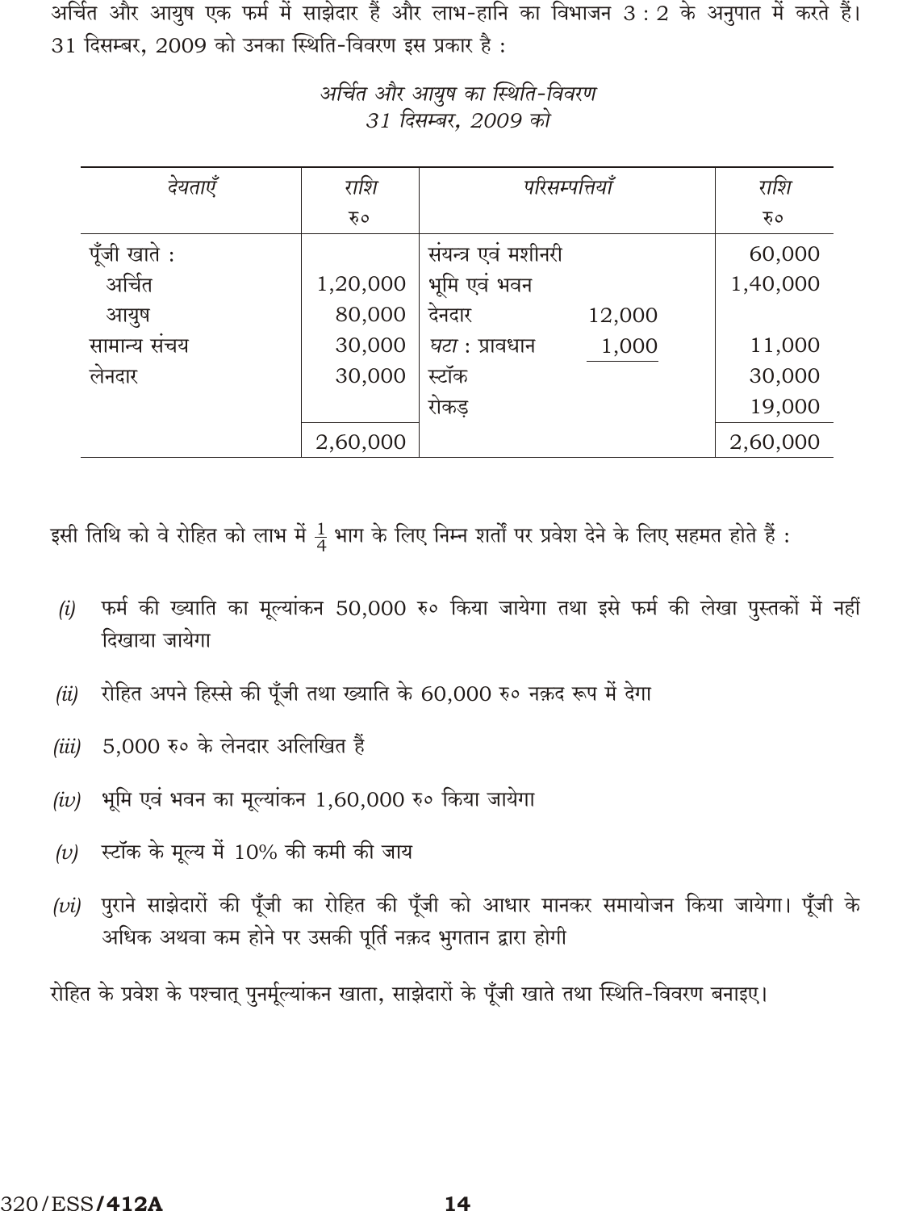अर्चित और आयुष एक फर्म में साझेदार हैं और लाभ-हानि का विभाजन 3 : 2 के अनुपात में करते हैं। 31 दिसम्बर, 2009 को उनका स्थिति-विवरण इस प्रकार है :

*अर्चित और आयुष का स्थिति-विवरण*
*31 दिसम्बर, 2009 को*

| देयताएँ | राशि रु० | परिसम्पत्तियाँ | | राशि रु० |
|---|---|---|---|---|
| पूँजी खाते : | | संयन्त्र एवं मशीनरी | | 60,000 |
| अर्चित | 1,20,000 | भूमि एवं भवन | | 1,40,000 |
| आयुष | 80,000 | देनदार | 12,000 | |
| सामान्य संचय | 30,000 | *घटा :* प्रावधान | 1,000 | 11,000 |
| लेनदार | 30,000 | स्टॉक | | 30,000 |
| | | रोकड़ | | 19,000 |
| | 2,60,000 | | | 2,60,000 |

इसी तिथि को वे रोहित को लाभ में $\frac{1}{4}$ भाग के लिए निम्न शर्तों पर प्रवेश देने के लिए सहमत होते हैं :

*(i)* फर्म की ख्याति का मूल्यांकन 50,000 रु० किया जायेगा तथा इसे फर्म की लेखा पुस्तकों में नहीं दिखाया जायेगा

*(ii)* रोहित अपने हिस्से की पूँजी तथा ख्याति के 60,000 रु० नक़द रूप में देगा

*(iii)* 5,000 रु० के लेनदार अलिखित हैं

*(iv)* भूमि एवं भवन का मूल्यांकन 1,60,000 रु० किया जायेगा

*(v)* स्टॉक के मूल्य में 10% की कमी की जाय

*(vi)* पुराने साझेदारों की पूँजी का रोहित की पूँजी को आधार मानकर समायोजन किया जायेगा। पूँजी के अधिक अथवा कम होने पर उसकी पूर्ति नक़द भुगतान द्वारा होगी

रोहित के प्रवेश के पश्चात् पुनर्मूल्यांकन खाता, साझेदारों के पूँजी खाते तथा स्थिति-विवरण बनाइए।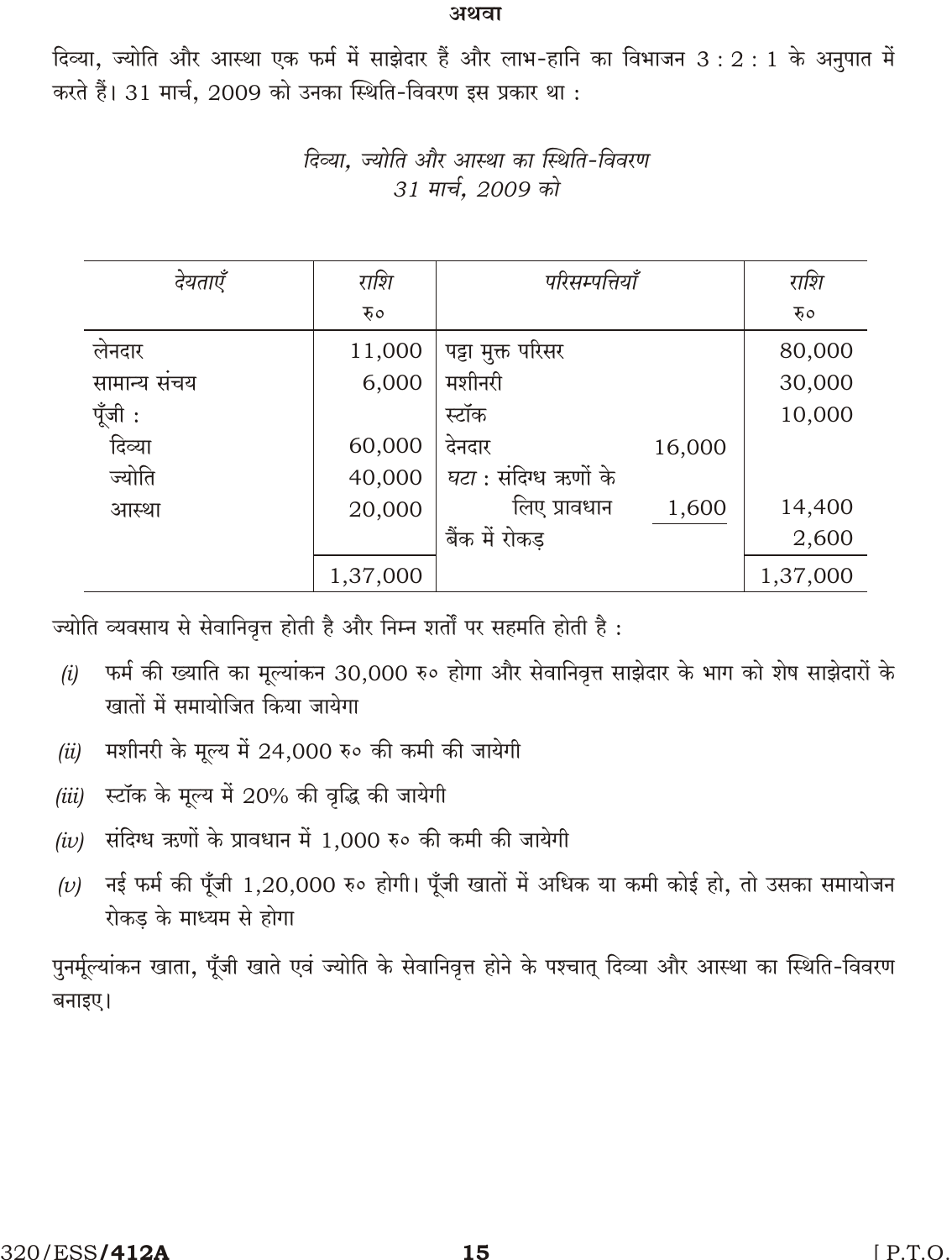अथवा

दिव्या, ज्योति और आस्था एक फर्म में साझेदार हैं और लाभ-हानि का विभाजन 3 : 2 : 1 के अनुपात में करते हैं। 31 मार्च, 2009 को उनका स्थिति-विवरण इस प्रकार था :

*दिव्या, ज्योति और आस्था का स्थिति-विवरण*
*31 मार्च, 2009 को*

| *देयताएँ* | *राशि* रु० | *परिसम्पत्तियाँ* | | *राशि* रु० |
|---|---|---|---|---|
| लेनदार | 11,000 | पट्टा मुक्त परिसर | | 80,000 |
| सामान्य संचय | 6,000 | मशीनरी | | 30,000 |
| पूँजी : | | स्टॉक | | 10,000 |
| दिव्या | 60,000 | देनदार | 16,000 | |
| ज्योति | 40,000 | *घटा* : संदिग्ध ऋणों के | | |
| आस्था | 20,000 | लिए प्रावधान | 1,600 | 14,400 |
| | | बैंक में रोकड़ | | 2,600 |
| | 1,37,000 | | | 1,37,000 |

ज्योति व्यवसाय से सेवानिवृत्त होती है और निम्न शर्तों पर सहमति होती है :

*(i)* फर्म की ख्याति का मूल्यांकन 30,000 रु० होगा और सेवानिवृत्त साझेदार के भाग को शेष साझेदारों के खातों में समायोजित किया जायेगा

*(ii)* मशीनरी के मूल्य में 24,000 रु० की कमी की जायेगी

*(iii)* स्टॉक के मूल्य में 20% की वृद्धि की जायेगी

*(iv)* संदिग्ध ऋणों के प्रावधान में 1,000 रु० की कमी की जायेगी

*(v)* नई फर्म की पूँजी 1,20,000 रु० होगी। पूँजी खातों में अधिक या कमी कोई हो, तो उसका समायोजन रोकड़ के माध्यम से होगा

पुनर्मूल्यांकन खाता, पूँजी खाते एवं ज्योति के सेवानिवृत्त होने के पश्चात् दिव्या और आस्था का स्थिति-विवरण बनाइए।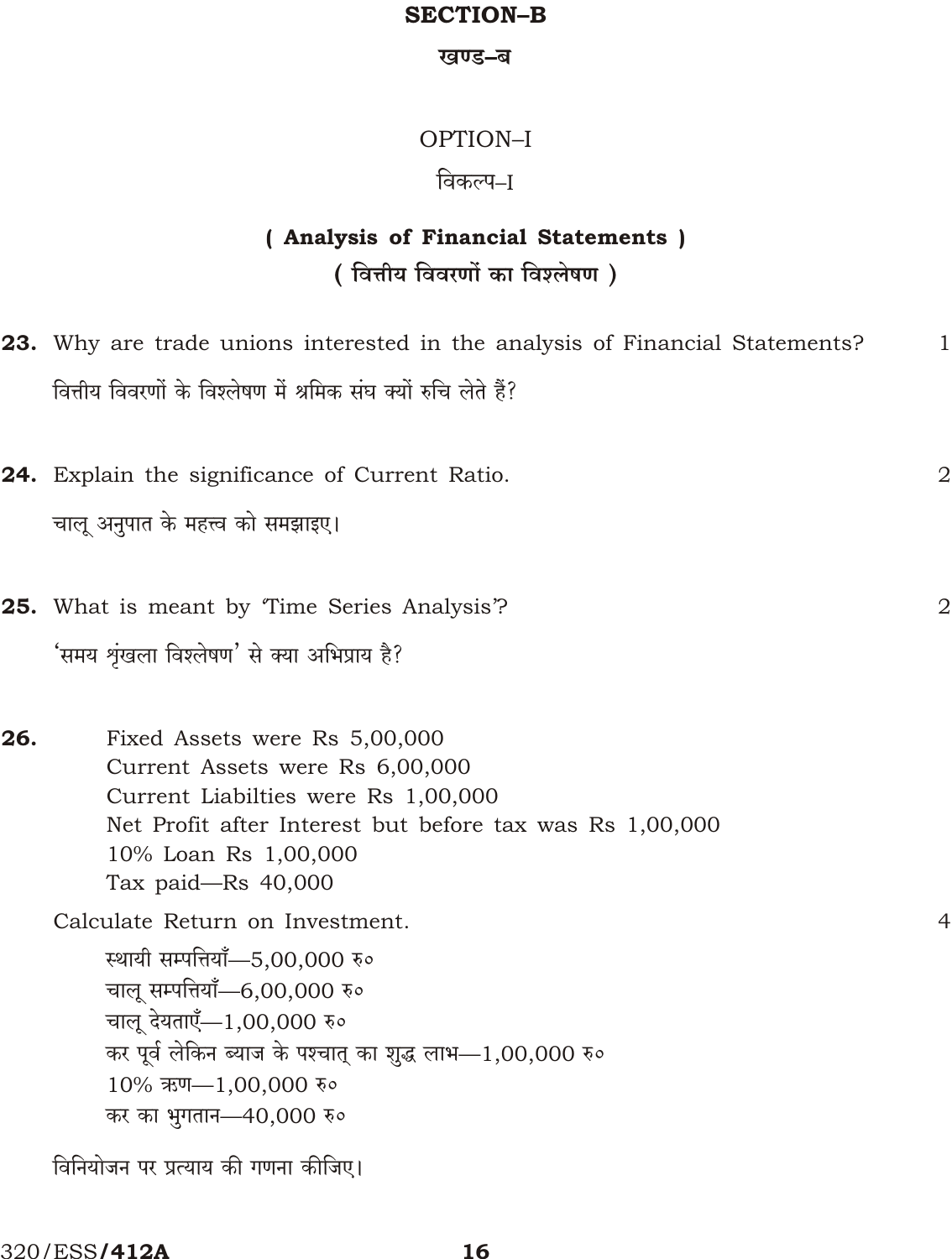## SECTION–B

### खण्ड–ब

### OPTION–I

### विकल्प–I

### ( Analysis of Financial Statements )

### ( वित्तीय विवरणों का विश्लेषण )

**23.** Why are trade unions interested in the analysis of Financial Statements? 1

वित्तीय विवरणों के विश्लेषण में श्रमिक संघ क्यों रुचि लेते हैं?

**24.** Explain the significance of Current Ratio. 2

चालू अनुपात के महत्त्व को समझाइए।

**25.** What is meant by 'Time Series Analysis'? 2

'समय श्रृंखला विश्लेषण' से क्या अभिप्राय है?

**26.** Fixed Assets were Rs 5,00,000
Current Assets were Rs 6,00,000
Current Liabilties were Rs 1,00,000
Net Profit after Interest but before tax was Rs 1,00,000
10% Loan Rs 1,00,000
Tax paid—Rs 40,000

Calculate Return on Investment. 4

स्थायी सम्पत्तियाँ—5,00,000 रु०
चालू सम्पत्तियाँ—6,00,000 रु०
चालू देयताएँ—1,00,000 रु०
कर पूर्व लेकिन ब्याज के पश्चात् का शुद्ध लाभ—1,00,000 रु०
10% ऋण—1,00,000 रु०
कर का भुगतान—40,000 रु०

विनियोजन पर प्रत्याय की गणना कीजिए।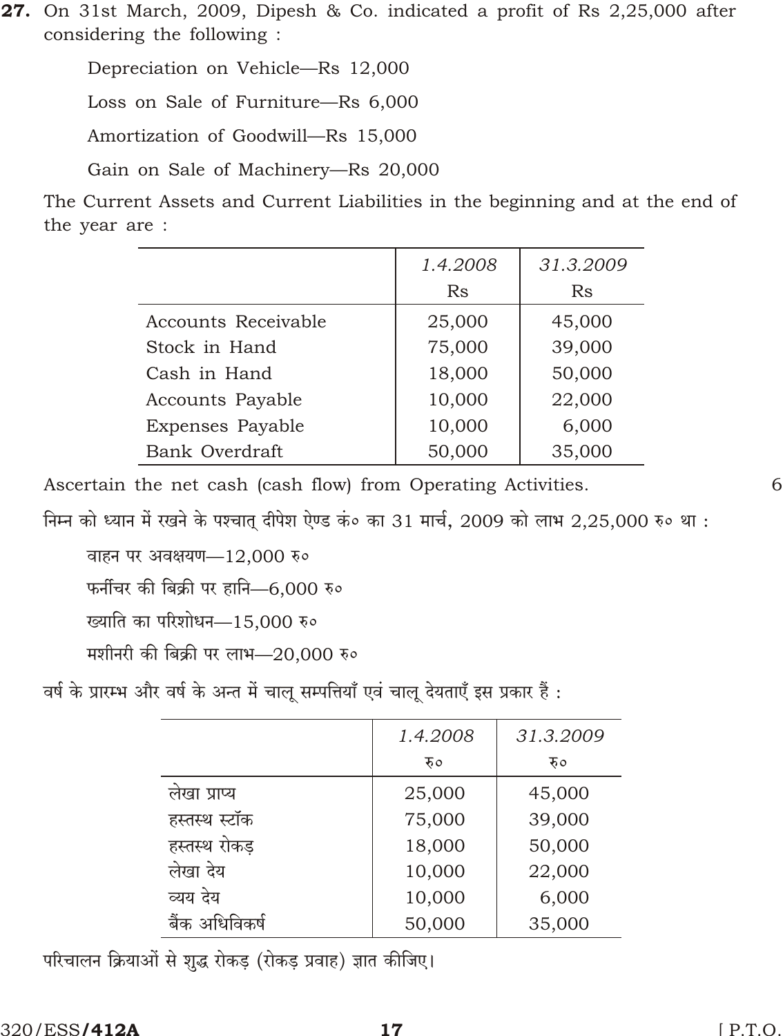**27.** On 31st March, 2009, Dipesh & Co. indicated a profit of Rs 2,25,000 after considering the following :

Depreciation on Vehicle—Rs 12,000

Loss on Sale of Furniture—Rs 6,000

Amortization of Goodwill—Rs 15,000

Gain on Sale of Machinery—Rs 20,000

The Current Assets and Current Liabilities in the beginning and at the end of the year are :

| | *1.4.2008* Rs | *31.3.2009* Rs |
|---|---|---|
| Accounts Receivable | 25,000 | 45,000 |
| Stock in Hand | 75,000 | 39,000 |
| Cash in Hand | 18,000 | 50,000 |
| Accounts Payable | 10,000 | 22,000 |
| Expenses Payable | 10,000 | 6,000 |
| Bank Overdraft | 50,000 | 35,000 |

Ascertain the net cash (cash flow) from Operating Activities. 6

निम्न को ध्यान में रखने के पश्चात् दीपेश ऐण्ड कं० का 31 मार्च, 2009 को लाभ 2,25,000 रु० था :

वाहन पर अवक्षयण—12,000 रु०

फर्नीचर की बिक्री पर हानि—6,000 रु०

ख्याति का परिशोधन—15,000 रु०

मशीनरी की बिक्री पर लाभ—20,000 रु०

वर्ष के प्रारम्भ और वर्ष के अन्त में चालू सम्पत्तियाँ एवं चालू देयताएँ इस प्रकार हैं :

| | *1.4.2008* रु० | *31.3.2009* रु० |
|---|---|---|
| लेखा प्राप्य | 25,000 | 45,000 |
| हस्तस्थ स्टॉक | 75,000 | 39,000 |
| हस्तस्थ रोकड़ | 18,000 | 50,000 |
| लेखा देय | 10,000 | 22,000 |
| व्यय देय | 10,000 | 6,000 |
| बैंक अधिविकर्ष | 50,000 | 35,000 |

परिचालन क्रियाओं से शुद्ध रोकड़ (रोकड़ प्रवाह) ज्ञात कीजिए।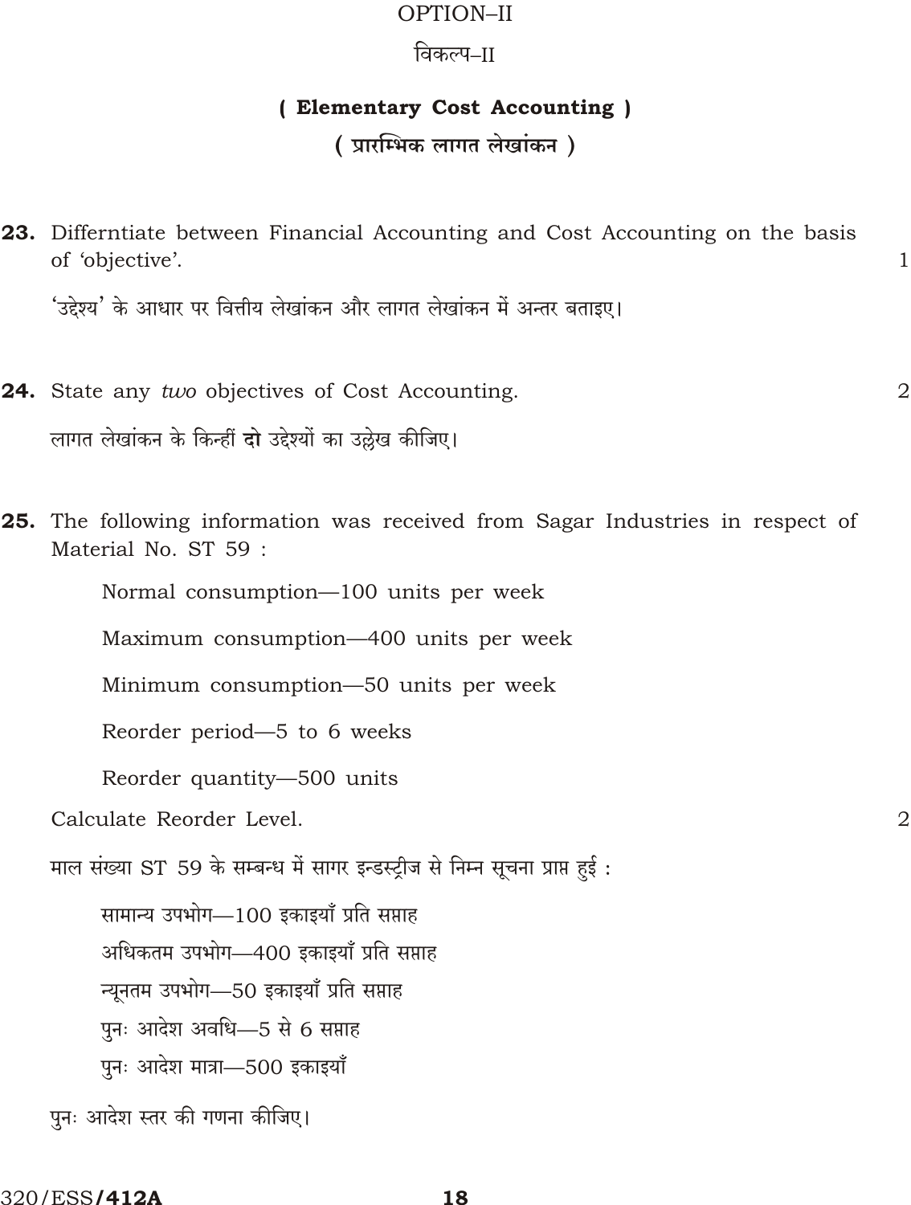# OPTION–II

# विकल्प–II

## ( Elementary Cost Accounting )

## ( प्रारम्भिक लागत लेखांकन )

**23.** Differntiate between Financial Accounting and Cost Accounting on the basis of 'objective'. 1

'उद्देश्य' के आधार पर वित्तीय लेखांकन और लागत लेखांकन में अन्तर बताइए।

**24.** State any *two* objectives of Cost Accounting. 2

लागत लेखांकन के किन्हीं **दो** उद्देश्यों का उल्लेख कीजिए।

**25.** The following information was received from Sagar Industries in respect of Material No. ST 59 :

Normal consumption—100 units per week

Maximum consumption—400 units per week

Minimum consumption—50 units per week

Reorder period—5 to 6 weeks

Reorder quantity—500 units

Calculate Reorder Level. 2

माल संख्या ST 59 के सम्बन्ध में सागर इन्डस्ट्रीज से निम्न सूचना प्राप्त हुई :

सामान्य उपभोग—100 इकाइयाँ प्रति सप्ताह

अधिकतम उपभोग—400 इकाइयाँ प्रति सप्ताह

न्यूनतम उपभोग—50 इकाइयाँ प्रति सप्ताह

पुनः आदेश अवधि—5 से 6 सप्ताह

पुनः आदेश मात्रा—500 इकाइयाँ

पुनः आदेश स्तर की गणना कीजिए।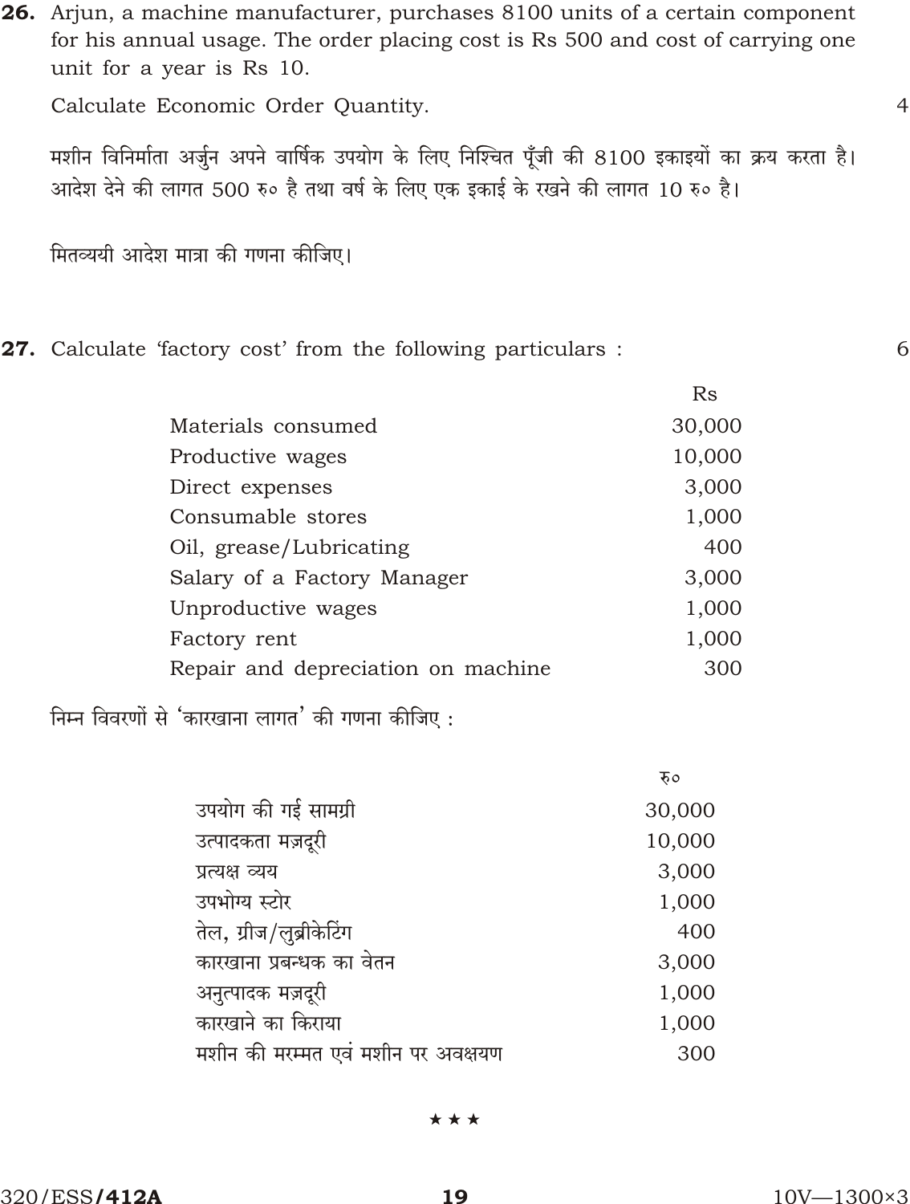**26.** Arjun, a machine manufacturer, purchases 8100 units of a certain component for his annual usage. The order placing cost is Rs 500 and cost of carrying one unit for a year is Rs 10.

Calculate Economic Order Quantity. 4

मशीन विनिर्माता अर्जुन अपने वार्षिक उपयोग के लिए निश्चित पूँजी की 8100 इकाइयों का क्रय करता है। आदेश देने की लागत 500 रु० है तथा वर्ष के लिए एक इकाई के रखने की लागत 10 रु० है।

मितव्ययी आदेश मात्रा की गणना कीजिए।

**27.** Calculate 'factory cost' from the following particulars : 6

| | Rs |
|---|---|
| Materials consumed | 30,000 |
| Productive wages | 10,000 |
| Direct expenses | 3,000 |
| Consumable stores | 1,000 |
| Oil, grease/Lubricating | 400 |
| Salary of a Factory Manager | 3,000 |
| Unproductive wages | 1,000 |
| Factory rent | 1,000 |
| Repair and depreciation on machine | 300 |

निम्न विवरणों से 'कारखाना लागत' की गणना कीजिए :

| | रु० |
|---|---|
| उपयोग की गई सामग्री | 30,000 |
| उत्पादकता मज़दूरी | 10,000 |
| प्रत्यक्ष व्यय | 3,000 |
| उपभोग्य स्टोर | 1,000 |
| तेल, ग्रीज/लुब्रीकेटिंग | 400 |
| कारखाना प्रबन्धक का वेतन | 3,000 |
| अनुत्पादक मज़दूरी | 1,000 |
| कारखाने का किराया | 1,000 |
| मशीन की मरम्मत एवं मशीन पर अवक्षयण | 300 |

★ ★ ★